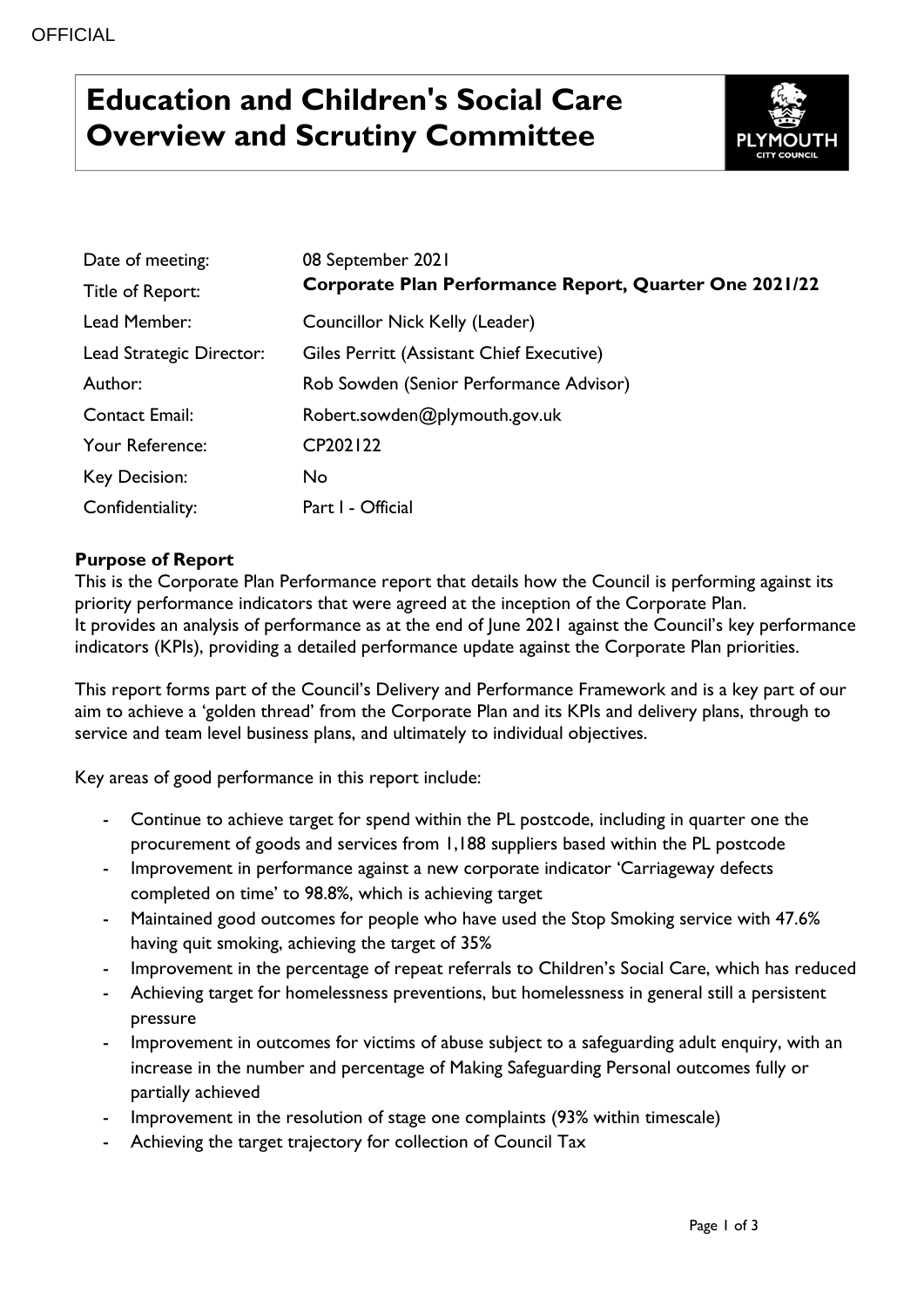OFFICIAL

# Education and Children's Social Care Overview and Scrutiny Committee

| | |
|---|---|
| Date of meeting: | 08 September 2021 |
| Title of Report: | **Corporate Plan Performance Report, Quarter One 2021/22** |
| Lead Member: | Councillor Nick Kelly (Leader) |
| Lead Strategic Director: | Giles Perritt (Assistant Chief Executive) |
| Author: | Rob Sowden (Senior Performance Advisor) |
| Contact Email: | Robert.sowden@plymouth.gov.uk |
| Your Reference: | CP202122 |
| Key Decision: | No |
| Confidentiality: | Part I - Official |

**Purpose of Report**

This is the Corporate Plan Performance report that details how the Council is performing against its priority performance indicators that were agreed at the inception of the Corporate Plan.
It provides an analysis of performance as at the end of June 2021 against the Council's key performance indicators (KPIs), providing a detailed performance update against the Corporate Plan priorities.

This report forms part of the Council's Delivery and Performance Framework and is a key part of our aim to achieve a 'golden thread' from the Corporate Plan and its KPIs and delivery plans, through to service and team level business plans, and ultimately to individual objectives.

Key areas of good performance in this report include:

- Continue to achieve target for spend within the PL postcode, including in quarter one the procurement of goods and services from 1,188 suppliers based within the PL postcode
- Improvement in performance against a new corporate indicator 'Carriageway defects completed on time' to 98.8%, which is achieving target
- Maintained good outcomes for people who have used the Stop Smoking service with 47.6% having quit smoking, achieving the target of 35%
- Improvement in the percentage of repeat referrals to Children's Social Care, which has reduced
- Achieving target for homelessness preventions, but homelessness in general still a persistent pressure
- Improvement in outcomes for victims of abuse subject to a safeguarding adult enquiry, with an increase in the number and percentage of Making Safeguarding Personal outcomes fully or partially achieved
- Improvement in the resolution of stage one complaints (93% within timescale)
- Achieving the target trajectory for collection of Council Tax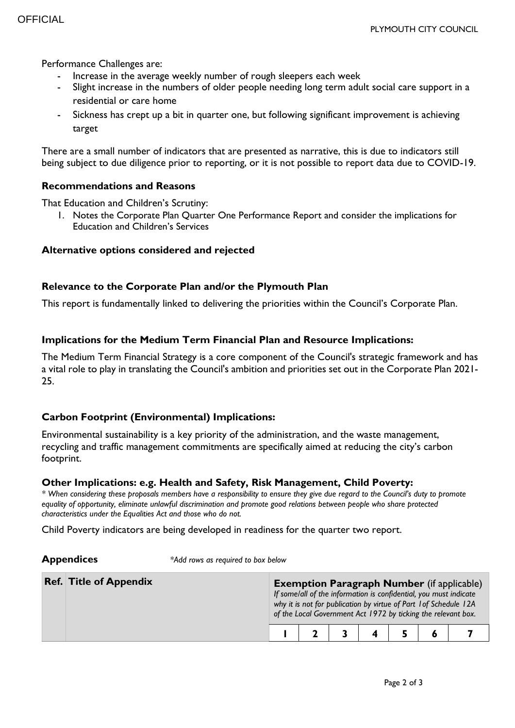Performance Challenges are:

- Increase in the average weekly number of rough sleepers each week
- Slight increase in the numbers of older people needing long term adult social care support in a residential or care home
- Sickness has crept up a bit in quarter one, but following significant improvement is achieving target

There are a small number of indicators that are presented as narrative, this is due to indicators still being subject to due diligence prior to reporting, or it is not possible to report data due to COVID-19.

### Recommendations and Reasons

That Education and Children's Scrutiny:

1. Notes the Corporate Plan Quarter One Performance Report and consider the implications for Education and Children's Services

### Alternative options considered and rejected

### Relevance to the Corporate Plan and/or the Plymouth Plan

This report is fundamentally linked to delivering the priorities within the Council's Corporate Plan.

### Implications for the Medium Term Financial Plan and Resource Implications:

The Medium Term Financial Strategy is a core component of the Council's strategic framework and has a vital role to play in translating the Council's ambition and priorities set out in the Corporate Plan 2021-25.

### Carbon Footprint (Environmental) Implications:

Environmental sustainability is a key priority of the administration, and the waste management, recycling and traffic management commitments are specifically aimed at reducing the city's carbon footprint.

### Other Implications: e.g. Health and Safety, Risk Management, Child Poverty:

*\* When considering these proposals members have a responsibility to ensure they give due regard to the Council's duty to promote equality of opportunity, eliminate unlawful discrimination and promote good relations between people who share protected characteristics under the Equalities Act and those who do not.*

Child Poverty indicators are being developed in readiness for the quarter two report.

### Appendices

*\*Add rows as required to box below*

| Ref. | Title of Appendix | **Exemption Paragraph Number** (if applicable) *If some/all of the information is confidential, you must indicate why it is not for publication by virtue of Part 1of Schedule 12A of the Local Government Act 1972 by ticking the relevant box.* | | | | | | |
|---|---|---|---|---|---|---|---|---|
| | | 1 | 2 | 3 | 4 | 5 | 6 | 7 |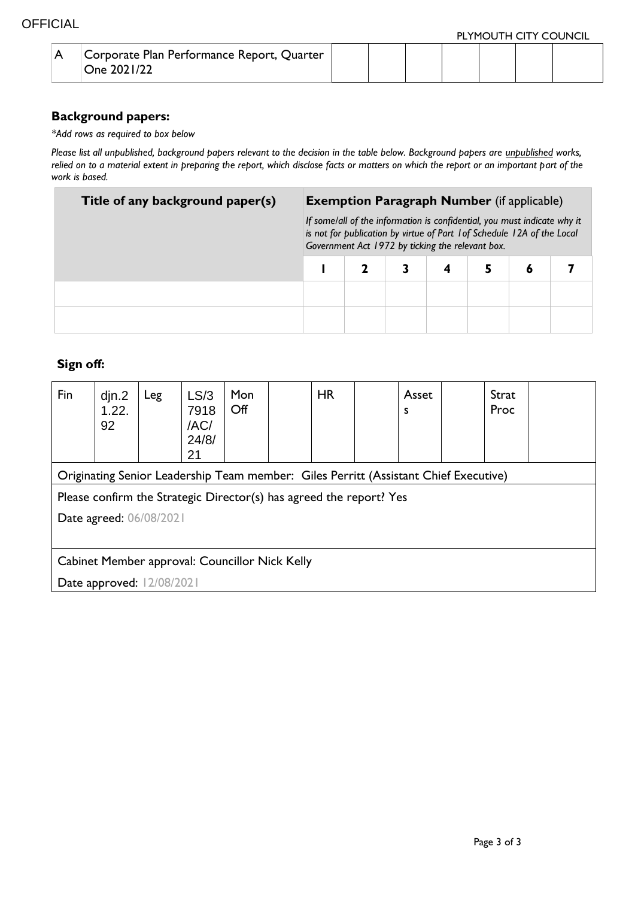| | | | | | | | | |
|---|---|---|---|---|---|---|---|---|
| A | Corporate Plan Performance Report, Quarter One 2021/22 | | | | | | | |

## Background papers:

*\*Add rows as required to box below*

*Please list all unpublished, background papers relevant to the decision in the table below. Background papers are unpublished works, relied on to a material extent in preparing the report, which disclose facts or matters on which the report or an important part of the work is based.*

| Title of any background paper(s) | Exemption Paragraph Number (if applicable) *If some/all of the information is confidential, you must indicate why it is not for publication by virtue of Part 1of Schedule 12A of the Local Government Act 1972 by ticking the relevant box.* | | | | | | |
|---|---|---|---|---|---|---|---|
| | 1 | 2 | 3 | 4 | 5 | 6 | 7 |
| | | | | | | | |
| | | | | | | | |

## Sign off:

| | | | | | | | | | | | |
|---|---|---|---|---|---|---|---|---|---|---|---|
| Fin | djn.21.22.92 | Leg | LS/37918/AC/24/8/21 | Mon Off | | HR | | Assets | | Strat Proc | |
| Originating Senior Leadership Team member: Giles Perritt (Assistant Chief Executive) | | | | | | | | | | | |
| Please confirm the Strategic Director(s) has agreed the report? Yes<br>Date agreed: 06/08/2021 | | | | | | | | | | | |
| Cabinet Member approval: Councillor Nick Kelly<br>Date approved: 12/08/2021 | | | | | | | | | | | |